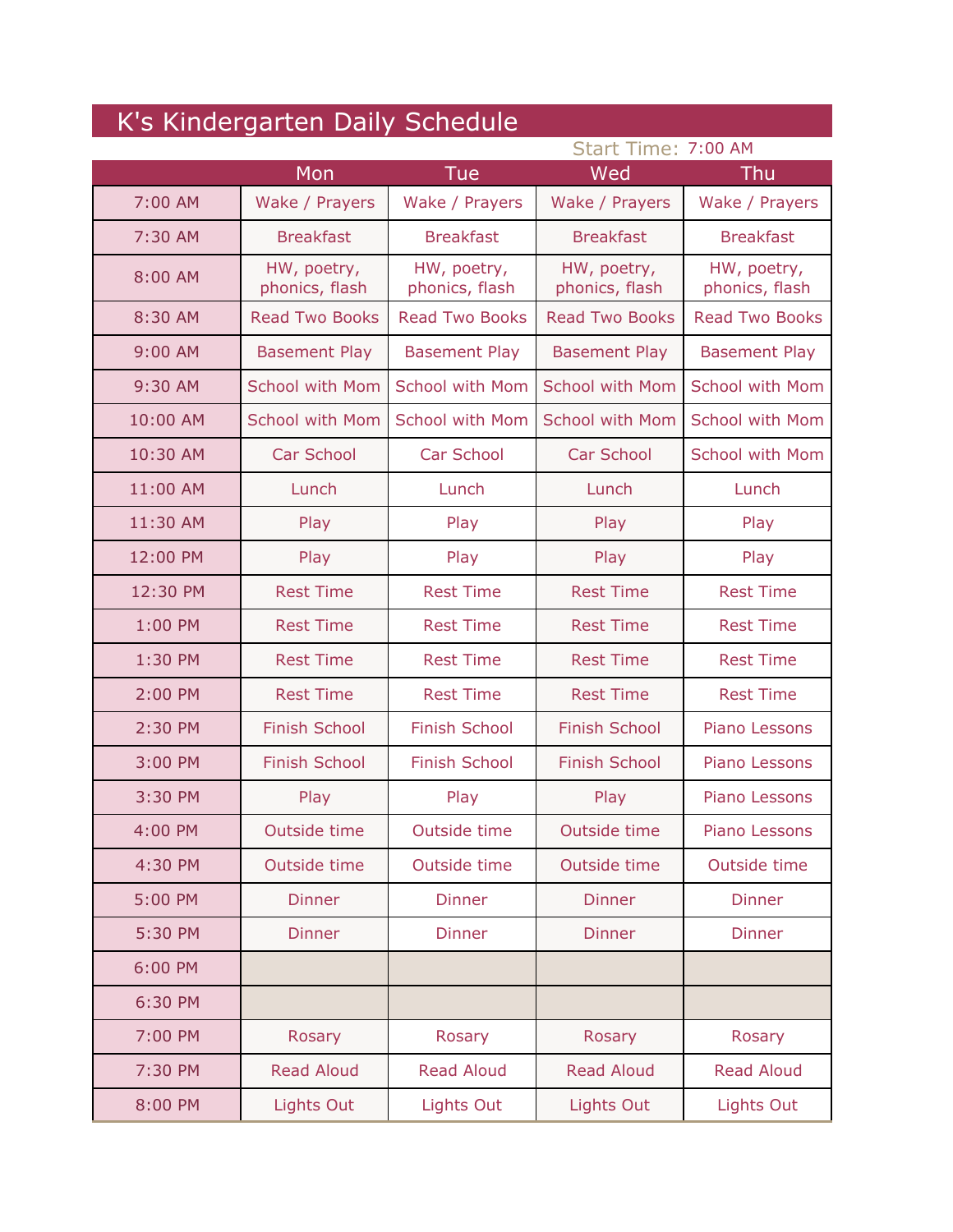# K's Kindergarten Daily Schedule

Start Time: 7:00 AM

| | Mon | Tue | Wed | Thu |
|---|---|---|---|---|
| 7:00 AM | Wake / Prayers | Wake / Prayers | Wake / Prayers | Wake / Prayers |
| 7:30 AM | Breakfast | Breakfast | Breakfast | Breakfast |
| 8:00 AM | HW, poetry, phonics, flash | HW, poetry, phonics, flash | HW, poetry, phonics, flash | HW, poetry, phonics, flash |
| 8:30 AM | Read Two Books | Read Two Books | Read Two Books | Read Two Books |
| 9:00 AM | Basement Play | Basement Play | Basement Play | Basement Play |
| 9:30 AM | School with Mom | School with Mom | School with Mom | School with Mom |
| 10:00 AM | School with Mom | School with Mom | School with Mom | School with Mom |
| 10:30 AM | Car School | Car School | Car School | School with Mom |
| 11:00 AM | Lunch | Lunch | Lunch | Lunch |
| 11:30 AM | Play | Play | Play | Play |
| 12:00 PM | Play | Play | Play | Play |
| 12:30 PM | Rest Time | Rest Time | Rest Time | Rest Time |
| 1:00 PM | Rest Time | Rest Time | Rest Time | Rest Time |
| 1:30 PM | Rest Time | Rest Time | Rest Time | Rest Time |
| 2:00 PM | Rest Time | Rest Time | Rest Time | Rest Time |
| 2:30 PM | Finish School | Finish School | Finish School | Piano Lessons |
| 3:00 PM | Finish School | Finish School | Finish School | Piano Lessons |
| 3:30 PM | Play | Play | Play | Piano Lessons |
| 4:00 PM | Outside time | Outside time | Outside time | Piano Lessons |
| 4:30 PM | Outside time | Outside time | Outside time | Outside time |
| 5:00 PM | Dinner | Dinner | Dinner | Dinner |
| 5:30 PM | Dinner | Dinner | Dinner | Dinner |
| 6:00 PM | | | | |
| 6:30 PM | | | | |
| 7:00 PM | Rosary | Rosary | Rosary | Rosary |
| 7:30 PM | Read Aloud | Read Aloud | Read Aloud | Read Aloud |
| 8:00 PM | Lights Out | Lights Out | Lights Out | Lights Out |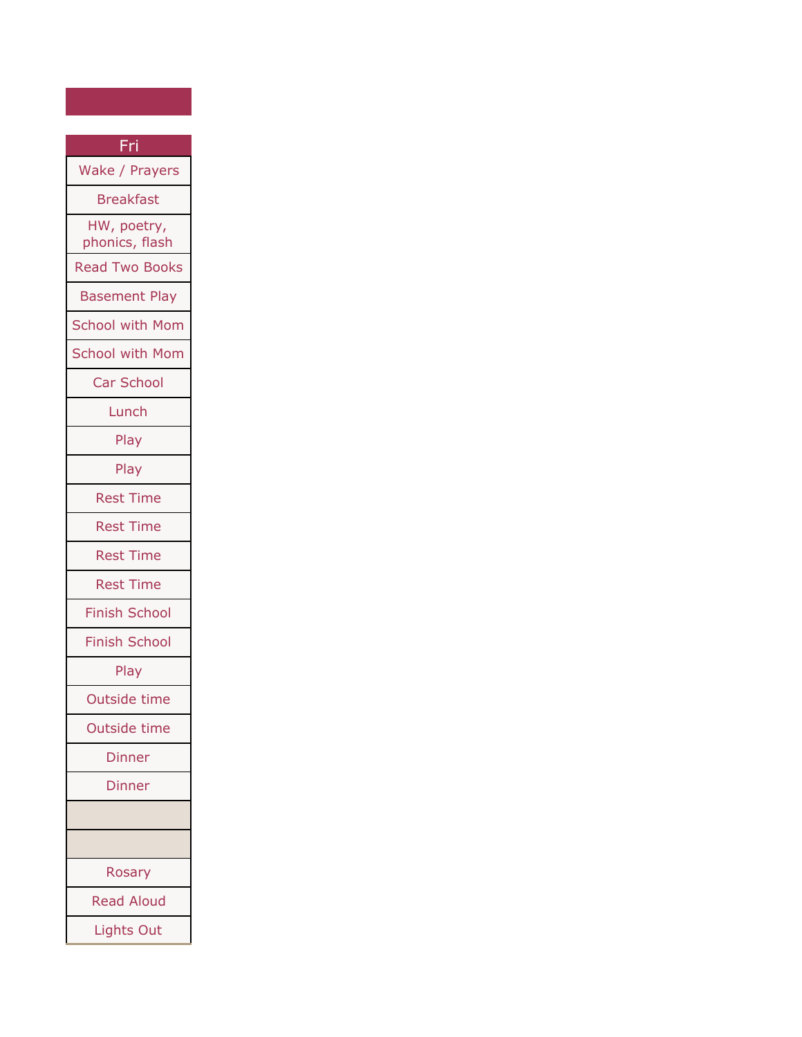| Fri |
| --- |
| Wake / Prayers |
| Breakfast |
| HW, poetry, phonics, flash |
| Read Two Books |
| Basement Play |
| School with Mom |
| School with Mom |
| Car School |
| Lunch |
| Play |
| Play |
| Rest Time |
| Rest Time |
| Rest Time |
| Rest Time |
| Finish School |
| Finish School |
| Play |
| Outside time |
| Outside time |
| Dinner |
| Dinner |
| |
| |
| Rosary |
| Read Aloud |
| Lights Out |